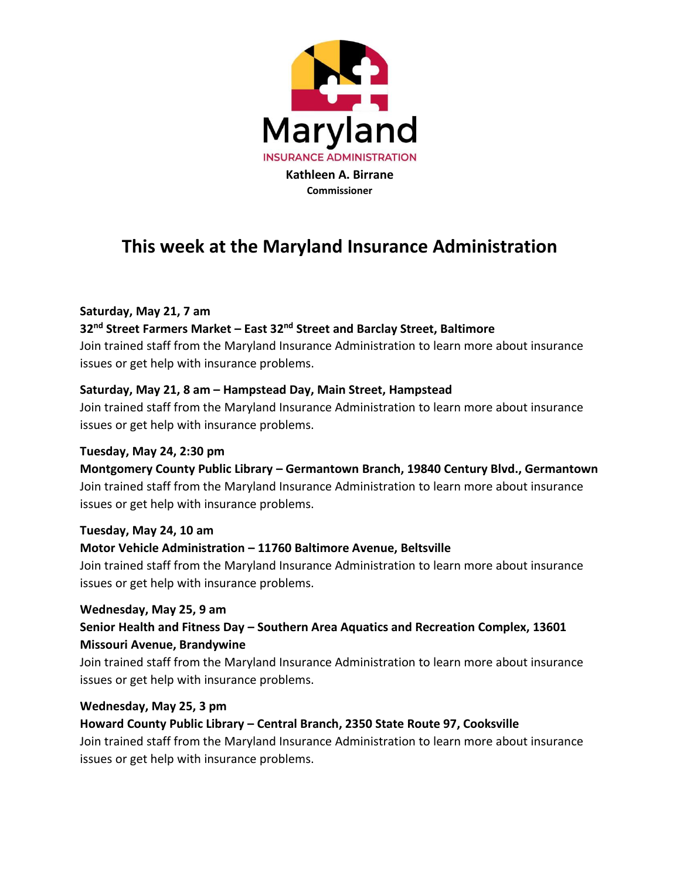Maryland

INSURANCE ADMINISTRATION

**Kathleen A. Birrane**
**Commissioner**

# This week at the Maryland Insurance Administration

**Saturday, May 21, 7 am**
**32nd Street Farmers Market – East 32nd Street and Barclay Street, Baltimore**
Join trained staff from the Maryland Insurance Administration to learn more about insurance issues or get help with insurance problems.

**Saturday, May 21, 8 am – Hampstead Day, Main Street, Hampstead**
Join trained staff from the Maryland Insurance Administration to learn more about insurance issues or get help with insurance problems.

**Tuesday, May 24, 2:30 pm**
**Montgomery County Public Library – Germantown Branch, 19840 Century Blvd., Germantown**
Join trained staff from the Maryland Insurance Administration to learn more about insurance issues or get help with insurance problems.

**Tuesday, May 24, 10 am**
**Motor Vehicle Administration – 11760 Baltimore Avenue, Beltsville**
Join trained staff from the Maryland Insurance Administration to learn more about insurance issues or get help with insurance problems.

**Wednesday, May 25, 9 am**
**Senior Health and Fitness Day – Southern Area Aquatics and Recreation Complex, 13601 Missouri Avenue, Brandywine**
Join trained staff from the Maryland Insurance Administration to learn more about insurance issues or get help with insurance problems.

**Wednesday, May 25, 3 pm**
**Howard County Public Library – Central Branch, 2350 State Route 97, Cooksville**
Join trained staff from the Maryland Insurance Administration to learn more about insurance issues or get help with insurance problems.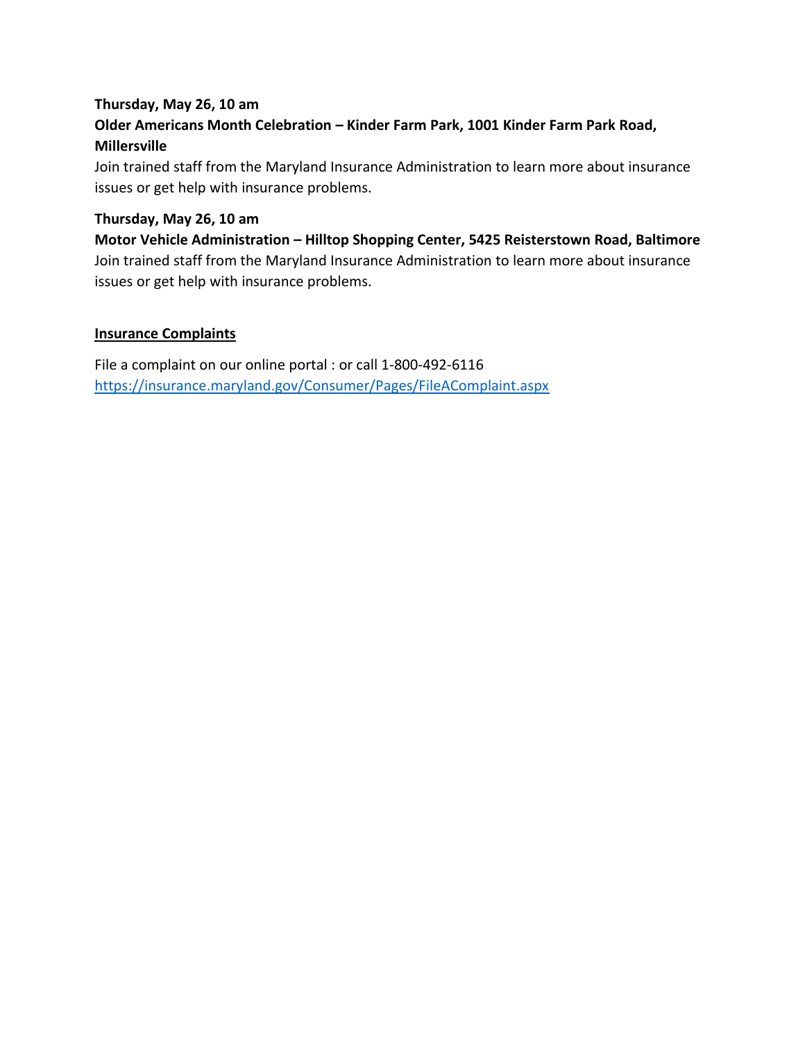**Thursday, May 26, 10 am**

**Older Americans Month Celebration – Kinder Farm Park, 1001 Kinder Farm Park Road, Millersville**

Join trained staff from the Maryland Insurance Administration to learn more about insurance issues or get help with insurance problems.

**Thursday, May 26, 10 am**

**Motor Vehicle Administration – Hilltop Shopping Center, 5425 Reisterstown Road, Baltimore**

Join trained staff from the Maryland Insurance Administration to learn more about insurance issues or get help with insurance problems.

**Insurance Complaints**

File a complaint on our online portal : or call 1-800-492-6116
https://insurance.maryland.gov/Consumer/Pages/FileAComplaint.aspx